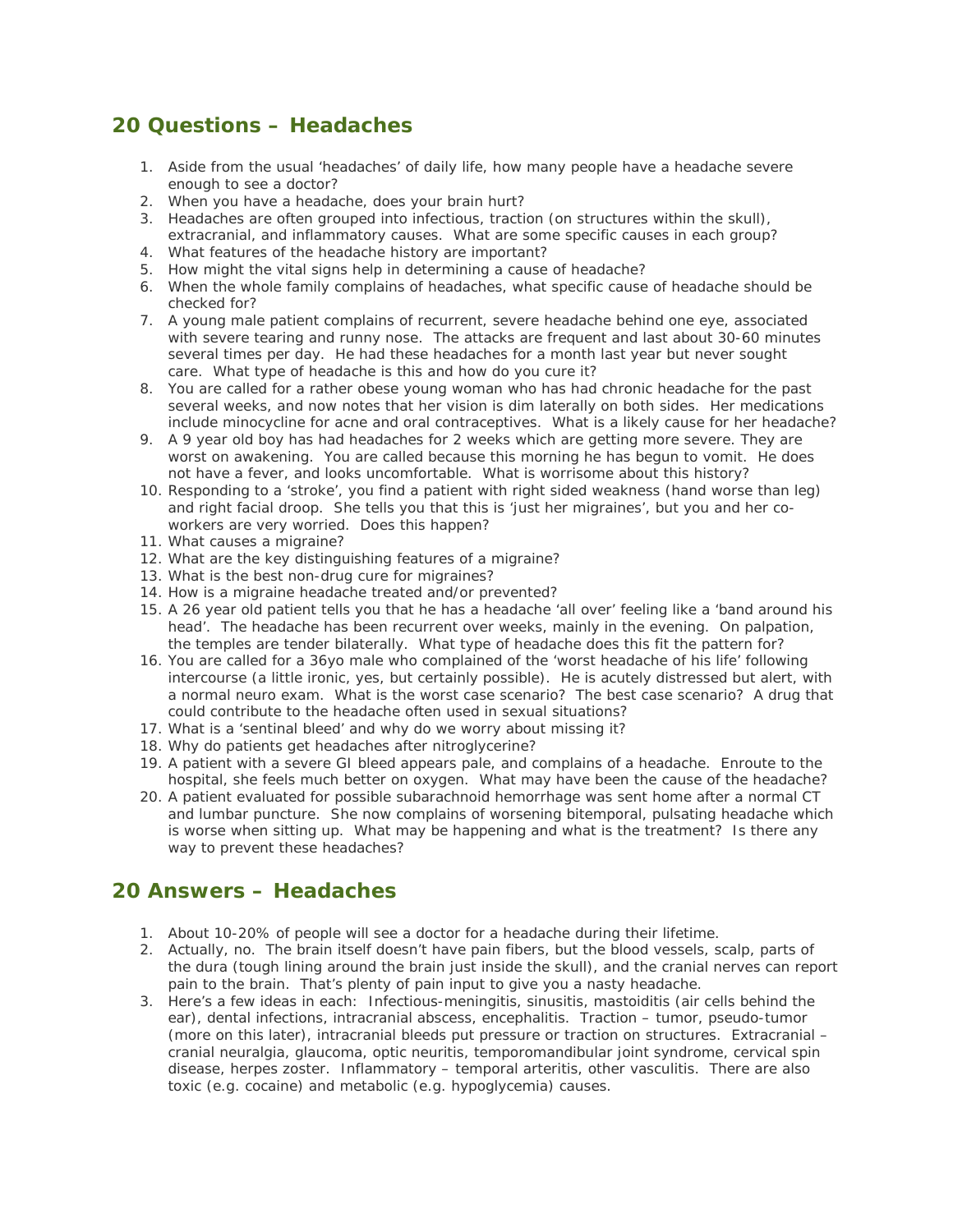## 20 Questions – Headaches

1. Aside from the usual 'headaches' of daily life, how many people have a headache severe enough to see a doctor?
2. When you have a headache, does your brain hurt?
3. Headaches are often grouped into infectious, traction (on structures within the skull), extracranial, and inflammatory causes. What are some specific causes in each group?
4. What features of the headache history are important?
5. How might the vital signs help in determining a cause of headache?
6. When the whole family complains of headaches, what specific cause of headache should be checked for?
7. A young male patient complains of recurrent, severe headache behind one eye, associated with severe tearing and runny nose. The attacks are frequent and last about 30-60 minutes several times per day. He had these headaches for a month last year but never sought care. What type of headache is this and how do you cure it?
8. You are called for a rather obese young woman who has had chronic headache for the past several weeks, and now notes that her vision is dim laterally on both sides. Her medications include minocycline for acne and oral contraceptives. What is a likely cause for her headache?
9. A 9 year old boy has had headaches for 2 weeks which are getting more severe. They are worst on awakening. You are called because this morning he has begun to vomit. He does not have a fever, and looks uncomfortable. What is worrisome about this history?
10. Responding to a 'stroke', you find a patient with right sided weakness (hand worse than leg) and right facial droop. She tells you that this is 'just her migraines', but you and her co-workers are very worried. Does this happen?
11. What causes a migraine?
12. What are the key distinguishing features of a migraine?
13. What is the best non-drug cure for migraines?
14. How is a migraine headache treated and/or prevented?
15. A 26 year old patient tells you that he has a headache 'all over' feeling like a 'band around his head'. The headache has been recurrent over weeks, mainly in the evening. On palpation, the temples are tender bilaterally. What type of headache does this fit the pattern for?
16. You are called for a 36yo male who complained of the 'worst headache of his life' following intercourse (a little ironic, yes, but certainly possible). He is acutely distressed but alert, with a normal neuro exam. What is the worst case scenario? The best case scenario? A drug that could contribute to the headache often used in sexual situations?
17. What is a 'sentinal bleed' and why do we worry about missing it?
18. Why do patients get headaches after nitroglycerine?
19. A patient with a severe GI bleed appears pale, and complains of a headache. Enroute to the hospital, she feels much better on oxygen. What may have been the cause of the headache?
20. A patient evaluated for possible subarachnoid hemorrhage was sent home after a normal CT and lumbar puncture. She now complains of worsening bitemporal, pulsating headache which is worse when sitting up. What may be happening and what is the treatment? Is there any way to prevent these headaches?

## 20 Answers – Headaches

1. About 10-20% of people will see a doctor for a headache during their lifetime.
2. Actually, no. The brain itself doesn't have pain fibers, but the blood vessels, scalp, parts of the dura (tough lining around the brain just inside the skull), and the cranial nerves can report pain to the brain. That's plenty of pain input to give you a nasty headache.
3. Here's a few ideas in each: Infectious-meningitis, sinusitis, mastoiditis (air cells behind the ear), dental infections, intracranial abscess, encephalitis. Traction – tumor, pseudo-tumor (more on this later), intracranial bleeds put pressure or traction on structures. Extracranial – cranial neuralgia, glaucoma, optic neuritis, temporomandibular joint syndrome, cervical spin disease, herpes zoster. Inflammatory – temporal arteritis, other vasculitis. There are also toxic (e.g. cocaine) and metabolic (e.g. hypoglycemia) causes.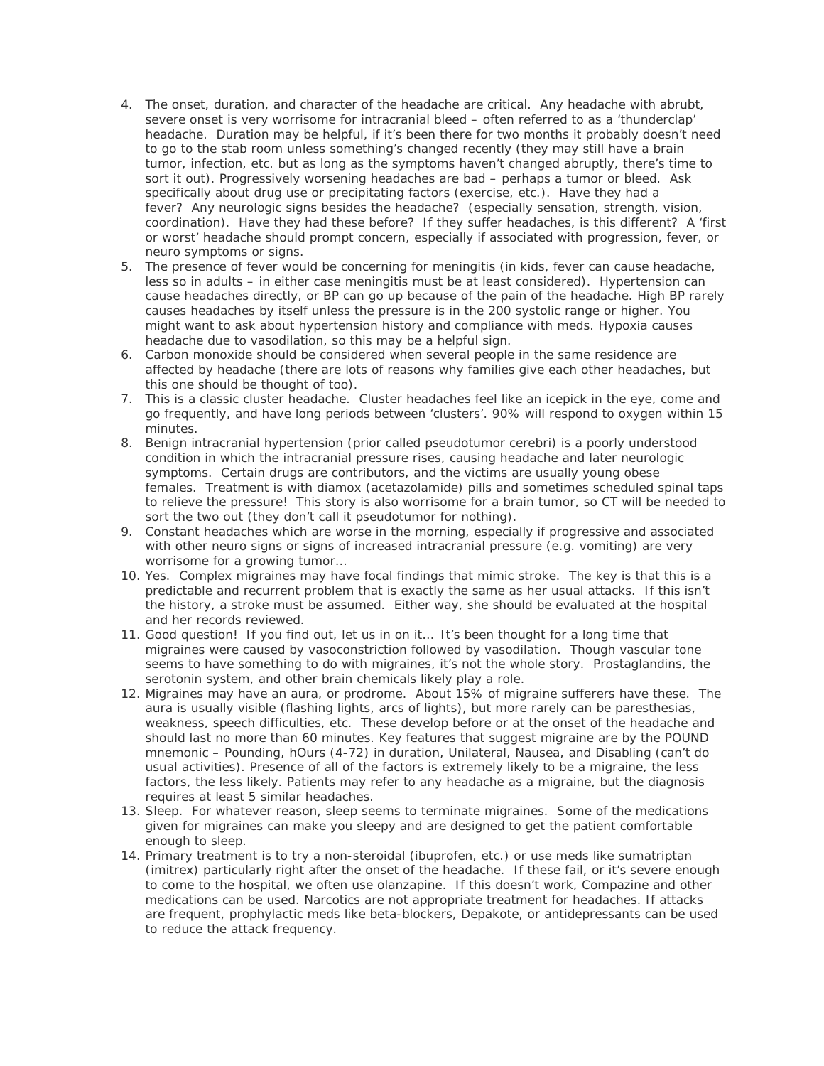4. The onset, duration, and character of the headache are critical. Any headache with abrupt, severe onset is very worrisome for intracranial bleed – often referred to as a 'thunderclap' headache. Duration may be helpful, if it's been there for two months it probably doesn't need to go to the stab room unless something's changed recently (they may still have a brain tumor, infection, etc. but as long as the symptoms haven't changed abruptly, there's time to sort it out). Progressively worsening headaches are bad – perhaps a tumor or bleed. Ask specifically about drug use or precipitating factors (exercise, etc.). Have they had a fever? Any neurologic signs besides the headache? (especially sensation, strength, vision, coordination). Have they had these before? If they suffer headaches, is this different? A 'first or worst' headache should prompt concern, especially if associated with progression, fever, or neuro symptoms or signs.
5. The presence of fever would be concerning for meningitis (in kids, fever can cause headache, less so in adults – in either case meningitis must be at least considered). Hypertension can cause headaches directly, or BP can go up because of the pain of the headache. High BP rarely causes headaches by itself unless the pressure is in the 200 systolic range or higher. You might want to ask about hypertension history and compliance with meds. Hypoxia causes headache due to vasodilation, so this may be a helpful sign.
6. Carbon monoxide should be considered when several people in the same residence are affected by headache (there are lots of reasons why families give each other headaches, but this one should be thought of too).
7. This is a classic cluster headache. Cluster headaches feel like an icepick in the eye, come and go frequently, and have long periods between 'clusters'. 90% will respond to oxygen within 15 minutes.
8. Benign intracranial hypertension (prior called pseudotumor cerebri) is a poorly understood condition in which the intracranial pressure rises, causing headache and later neurologic symptoms. Certain drugs are contributors, and the victims are usually young obese females. Treatment is with diamox (acetazolamide) pills and sometimes scheduled spinal taps to relieve the pressure! This story is also worrisome for a brain tumor, so CT will be needed to sort the two out (they don't call it pseudotumor for nothing).
9. Constant headaches which are worse in the morning, especially if progressive and associated with other neuro signs or signs of increased intracranial pressure (e.g. vomiting) are very worrisome for a growing tumor…
10. Yes. Complex migraines may have focal findings that mimic stroke. The key is that this is a predictable and recurrent problem that is exactly the same as her usual attacks. If this isn't the history, a stroke must be assumed. Either way, she should be evaluated at the hospital and her records reviewed.
11. Good question! If you find out, let us in on it… It's been thought for a long time that migraines were caused by vasoconstriction followed by vasodilation. Though vascular tone seems to have something to do with migraines, it's not the whole story. Prostaglandins, the serotonin system, and other brain chemicals likely play a role.
12. Migraines may have an aura, or prodrome. About 15% of migraine sufferers have these. The aura is usually visible (flashing lights, arcs of lights), but more rarely can be paresthesias, weakness, speech difficulties, etc. These develop before or at the onset of the headache and should last no more than 60 minutes. Key features that suggest migraine are by the POUND mnemonic – Pounding, hOurs (4-72) in duration, Unilateral, Nausea, and Disabling (can't do usual activities). Presence of all of the factors is extremely likely to be a migraine, the less factors, the less likely. Patients may refer to any headache as a migraine, but the diagnosis requires at least 5 similar headaches.
13. Sleep. For whatever reason, sleep seems to terminate migraines. Some of the medications given for migraines can make you sleepy and are designed to get the patient comfortable enough to sleep.
14. Primary treatment is to try a non-steroidal (ibuprofen, etc.) or use meds like sumatriptan (imitrex) particularly right after the onset of the headache. If these fail, or it's severe enough to come to the hospital, we often use olanzapine. If this doesn't work, Compazine and other medications can be used. Narcotics are not appropriate treatment for headaches. If attacks are frequent, prophylactic meds like beta-blockers, Depakote, or antidepressants can be used to reduce the attack frequency.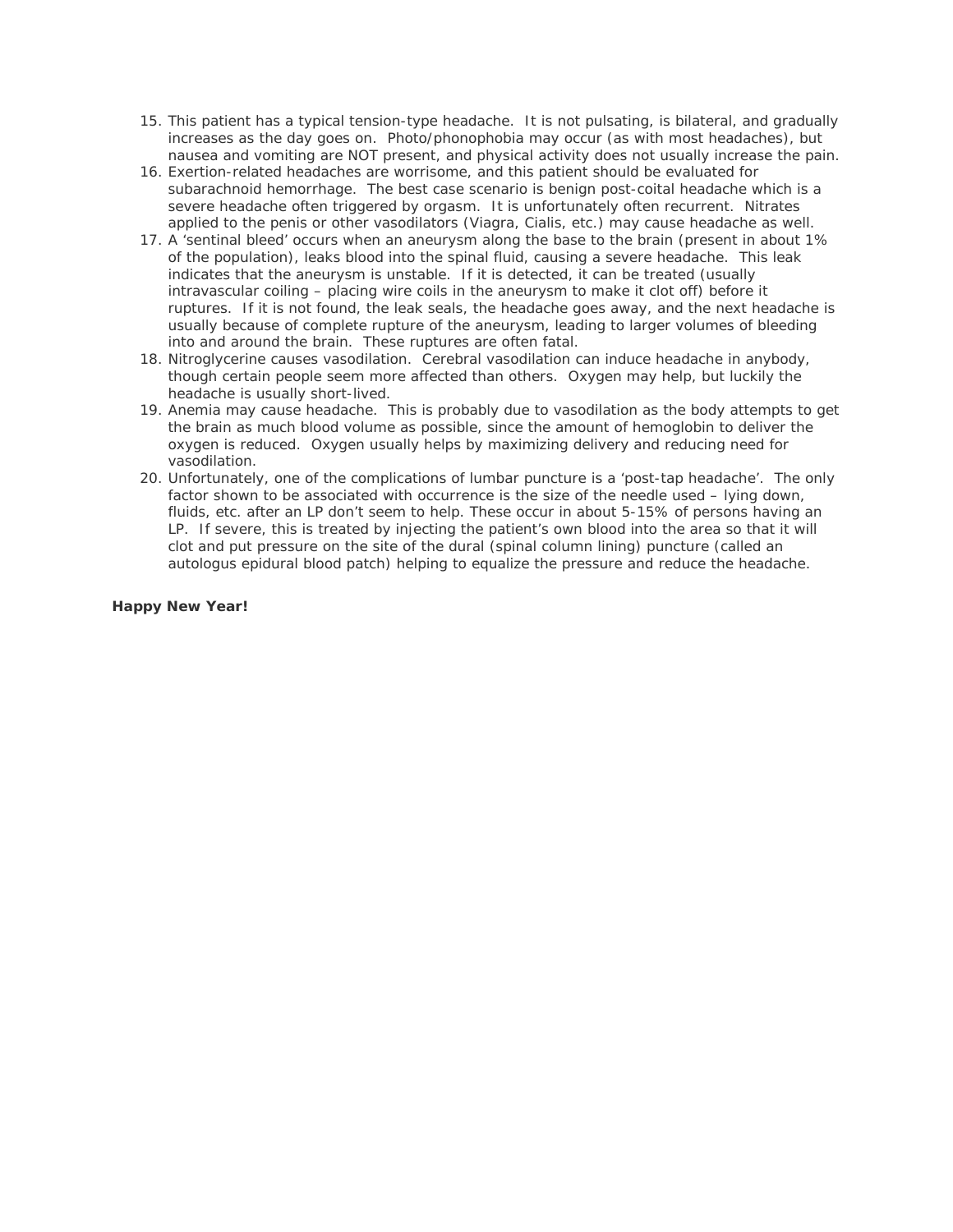15. This patient has a typical tension-type headache. It is not pulsating, is bilateral, and gradually increases as the day goes on. Photo/phonophobia may occur (as with most headaches), but nausea and vomiting are NOT present, and physical activity does not usually increase the pain.
16. Exertion-related headaches are worrisome, and this patient should be evaluated for subarachnoid hemorrhage. The best case scenario is benign post-coital headache which is a severe headache often triggered by orgasm. It is unfortunately often recurrent. Nitrates applied to the penis or other vasodilators (Viagra, Cialis, etc.) may cause headache as well.
17. A 'sentinal bleed' occurs when an aneurysm along the base to the brain (present in about 1% of the population), leaks blood into the spinal fluid, causing a severe headache. This leak indicates that the aneurysm is unstable. If it is detected, it can be treated (usually intravascular coiling – placing wire coils in the aneurysm to make it clot off) before it ruptures. If it is not found, the leak seals, the headache goes away, and the next headache is usually because of complete rupture of the aneurysm, leading to larger volumes of bleeding into and around the brain. These ruptures are often fatal.
18. Nitroglycerine causes vasodilation. Cerebral vasodilation can induce headache in anybody, though certain people seem more affected than others. Oxygen may help, but luckily the headache is usually short-lived.
19. Anemia may cause headache. This is probably due to vasodilation as the body attempts to get the brain as much blood volume as possible, since the amount of hemoglobin to deliver the oxygen is reduced. Oxygen usually helps by maximizing delivery and reducing need for vasodilation.
20. Unfortunately, one of the complications of lumbar puncture is a 'post-tap headache'. The only factor shown to be associated with occurrence is the size of the needle used – lying down, fluids, etc. after an LP don't seem to help. These occur in about 5-15% of persons having an LP. If severe, this is treated by injecting the patient's own blood into the area so that it will clot and put pressure on the site of the dural (spinal column lining) puncture (called an autologus epidural blood patch) helping to equalize the pressure and reduce the headache.

**Happy New Year!**